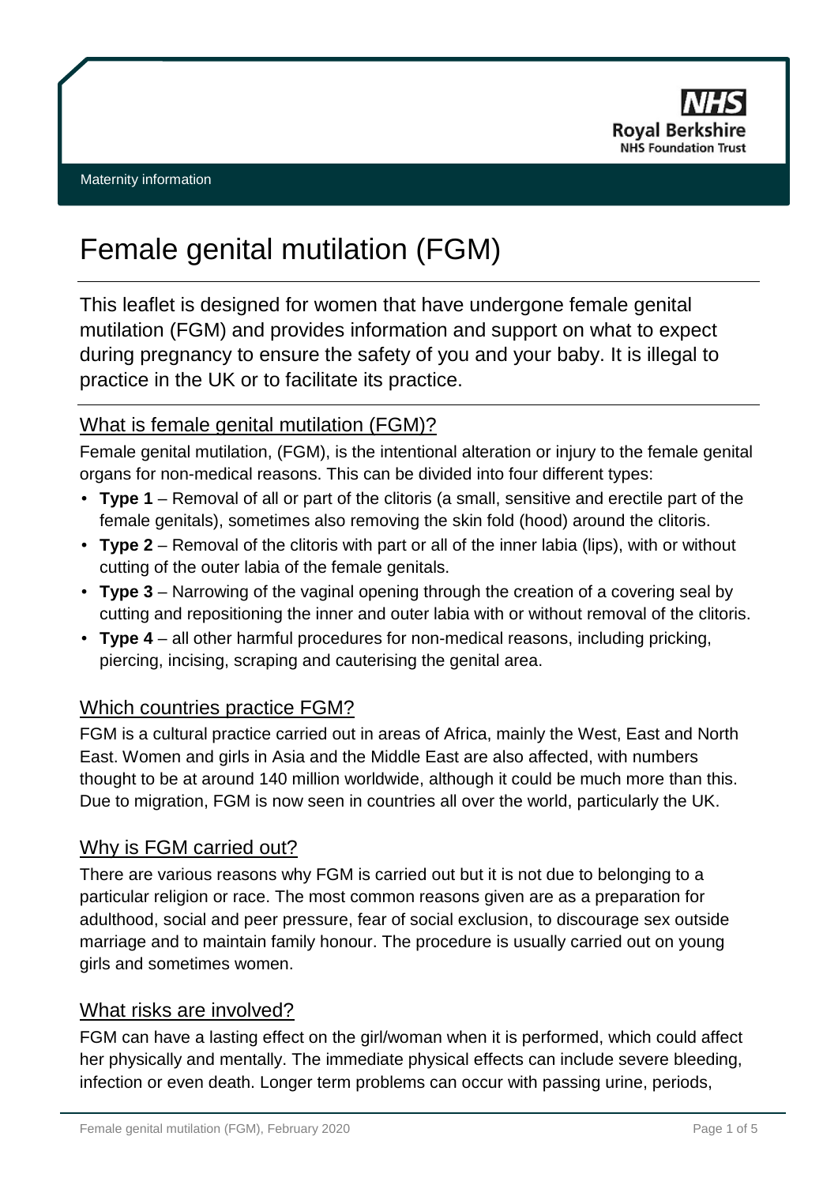Maternity information

# Female genital mutilation (FGM)

This leaflet is designed for women that have undergone female genital mutilation (FGM) and provides information and support on what to expect during pregnancy to ensure the safety of you and your baby. It is illegal to practice in the UK or to facilitate its practice.

## What is female genital mutilation (FGM)?

Female genital mutilation, (FGM), is the intentional alteration or injury to the female genital organs for non-medical reasons. This can be divided into four different types:

- **Type 1** – Removal of all or part of the clitoris (a small, sensitive and erectile part of the female genitals), sometimes also removing the skin fold (hood) around the clitoris.
- **Type 2** – Removal of the clitoris with part or all of the inner labia (lips), with or without cutting of the outer labia of the female genitals.
- **Type 3** – Narrowing of the vaginal opening through the creation of a covering seal by cutting and repositioning the inner and outer labia with or without removal of the clitoris.
- **Type 4** – all other harmful procedures for non-medical reasons, including pricking, piercing, incising, scraping and cauterising the genital area.

## Which countries practice FGM?

FGM is a cultural practice carried out in areas of Africa, mainly the West, East and North East. Women and girls in Asia and the Middle East are also affected, with numbers thought to be at around 140 million worldwide, although it could be much more than this. Due to migration, FGM is now seen in countries all over the world, particularly the UK.

## Why is FGM carried out?

There are various reasons why FGM is carried out but it is not due to belonging to a particular religion or race. The most common reasons given are as a preparation for adulthood, social and peer pressure, fear of social exclusion, to discourage sex outside marriage and to maintain family honour. The procedure is usually carried out on young girls and sometimes women.

## What risks are involved?

FGM can have a lasting effect on the girl/woman when it is performed, which could affect her physically and mentally. The immediate physical effects can include severe bleeding, infection or even death. Longer term problems can occur with passing urine, periods,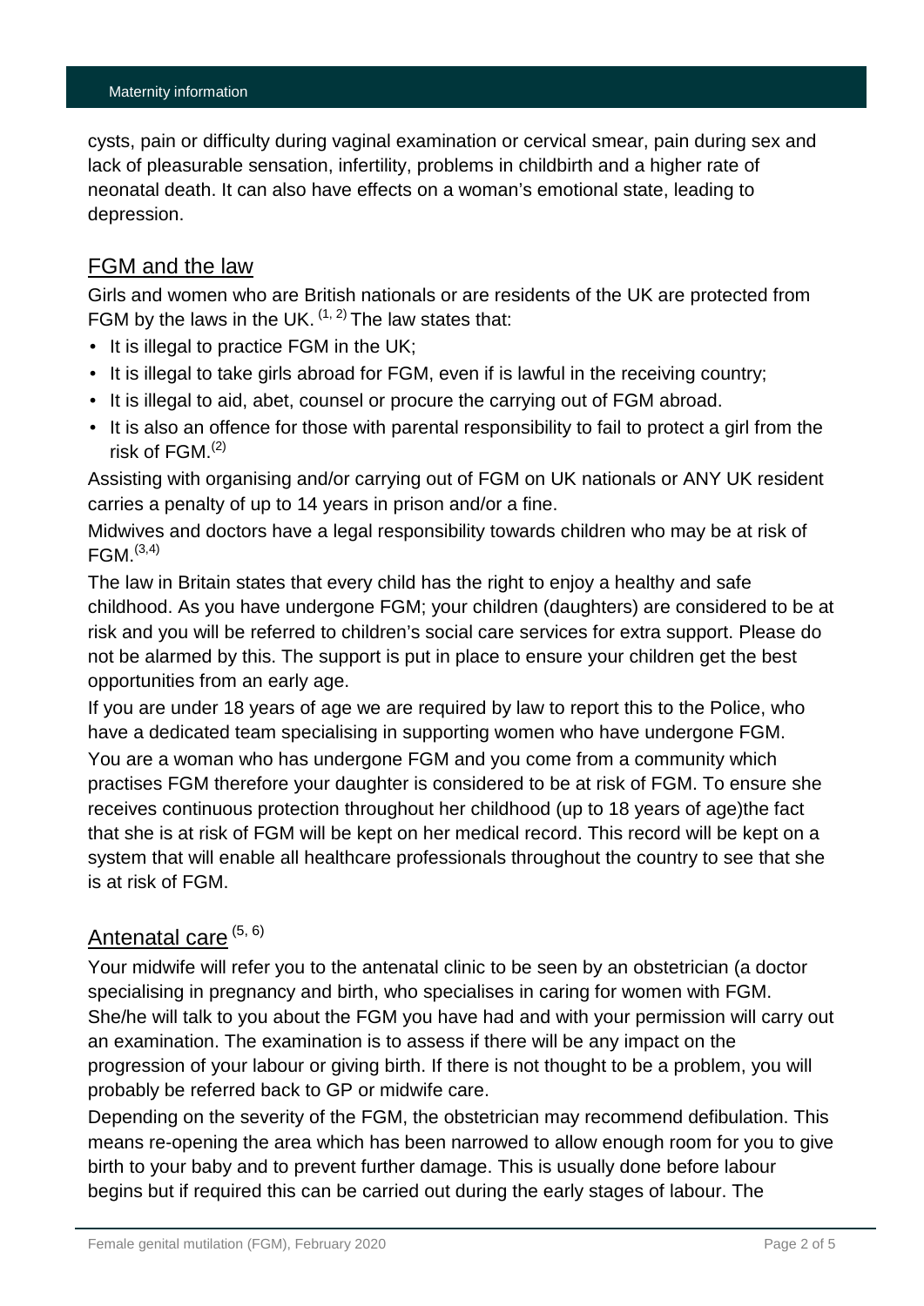cysts, pain or difficulty during vaginal examination or cervical smear, pain during sex and lack of pleasurable sensation, infertility, problems in childbirth and a higher rate of neonatal death. It can also have effects on a woman's emotional state, leading to depression.

## FGM and the law

Girls and women who are British nationals or are residents of the UK are protected from FGM by the laws in the UK. [1, 2] The law states that:

- It is illegal to practice FGM in the UK;
- It is illegal to take girls abroad for FGM, even if is lawful in the receiving country;
- It is illegal to aid, abet, counsel or procure the carrying out of FGM abroad.
- It is also an offence for those with parental responsibility to fail to protect a girl from the risk of FGM.[2]

Assisting with organising and/or carrying out of FGM on UK nationals or ANY UK resident carries a penalty of up to 14 years in prison and/or a fine.

Midwives and doctors have a legal responsibility towards children who may be at risk of FGM.[3,4]

The law in Britain states that every child has the right to enjoy a healthy and safe childhood. As you have undergone FGM; your children (daughters) are considered to be at risk and you will be referred to children's social care services for extra support. Please do not be alarmed by this. The support is put in place to ensure your children get the best opportunities from an early age.

If you are under 18 years of age we are required by law to report this to the Police, who have a dedicated team specialising in supporting women who have undergone FGM.

You are a woman who has undergone FGM and you come from a community which practises FGM therefore your daughter is considered to be at risk of FGM. To ensure she receives continuous protection throughout her childhood (up to 18 years of age)the fact that she is at risk of FGM will be kept on her medical record. This record will be kept on a system that will enable all healthcare professionals throughout the country to see that she is at risk of FGM.

## Antenatal care [5, 6]

Your midwife will refer you to the antenatal clinic to be seen by an obstetrician (a doctor specialising in pregnancy and birth, who specialises in caring for women with FGM. She/he will talk to you about the FGM you have had and with your permission will carry out an examination. The examination is to assess if there will be any impact on the progression of your labour or giving birth. If there is not thought to be a problem, you will probably be referred back to GP or midwife care.

Depending on the severity of the FGM, the obstetrician may recommend defibulation. This means re-opening the area which has been narrowed to allow enough room for you to give birth to your baby and to prevent further damage. This is usually done before labour begins but if required this can be carried out during the early stages of labour. The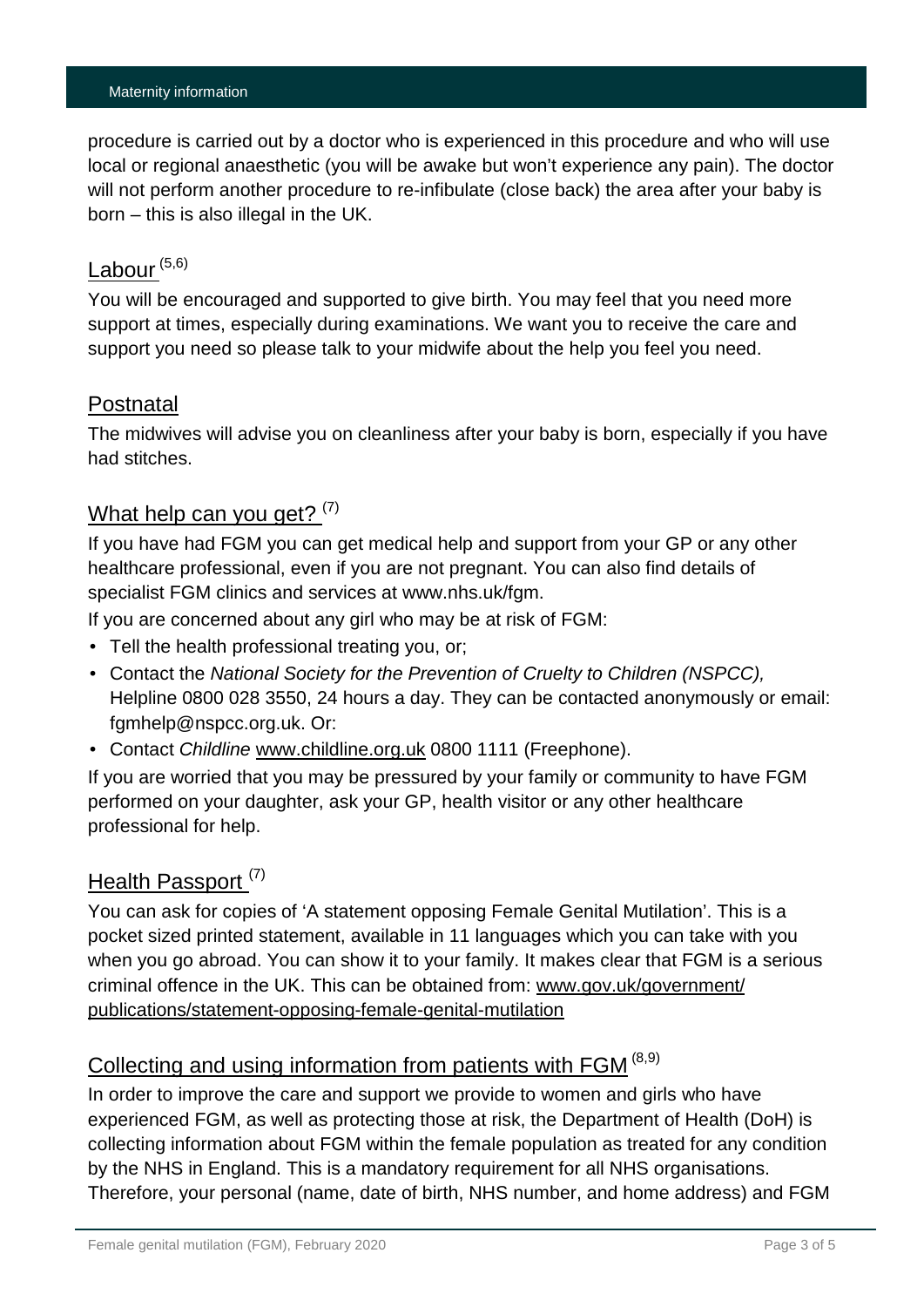procedure is carried out by a doctor who is experienced in this procedure and who will use local or regional anaesthetic (you will be awake but won't experience any pain). The doctor will not perform another procedure to re-infibulate (close back) the area after your baby is born – this is also illegal in the UK.

## Labour [5,6]

You will be encouraged and supported to give birth. You may feel that you need more support at times, especially during examinations. We want you to receive the care and support you need so please talk to your midwife about the help you feel you need.

## Postnatal

The midwives will advise you on cleanliness after your baby is born, especially if you have had stitches.

## What help can you get? [7]

If you have had FGM you can get medical help and support from your GP or any other healthcare professional, even if you are not pregnant. You can also find details of specialist FGM clinics and services at www.nhs.uk/fgm.

If you are concerned about any girl who may be at risk of FGM:

- Tell the health professional treating you, or;
- Contact the *National Society for the Prevention of Cruelty to Children (NSPCC),* Helpline 0800 028 3550, 24 hours a day. They can be contacted anonymously or email: fgmhelp@nspcc.org.uk. Or:
- Contact *Childline* www.childline.org.uk 0800 1111 (Freephone).

If you are worried that you may be pressured by your family or community to have FGM performed on your daughter, ask your GP, health visitor or any other healthcare professional for help.

## Health Passport [7]

You can ask for copies of 'A statement opposing Female Genital Mutilation'. This is a pocket sized printed statement, available in 11 languages which you can take with you when you go abroad. You can show it to your family. It makes clear that FGM is a serious criminal offence in the UK. This can be obtained from: www.gov.uk/government/publications/statement-opposing-female-genital-mutilation

## Collecting and using information from patients with FGM [8,9]

In order to improve the care and support we provide to women and girls who have experienced FGM, as well as protecting those at risk, the Department of Health (DoH) is collecting information about FGM within the female population as treated for any condition by the NHS in England. This is a mandatory requirement for all NHS organisations. Therefore, your personal (name, date of birth, NHS number, and home address) and FGM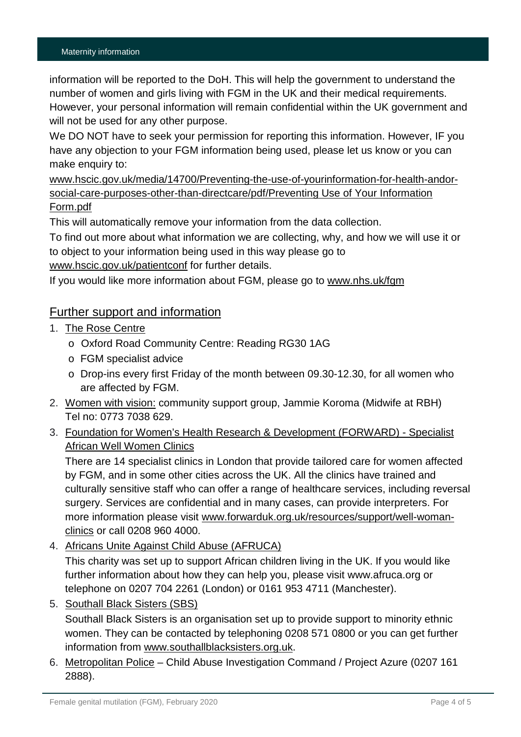information will be reported to the DoH. This will help the government to understand the number of women and girls living with FGM in the UK and their medical requirements. However, your personal information will remain confidential within the UK government and will not be used for any other purpose.

We DO NOT have to seek your permission for reporting this information. However, IF you have any objection to your FGM information being used, please let us know or you can make enquiry to:

www.hscic.gov.uk/media/14700/Preventing-the-use-of-yourinformation-for-health-andor-social-care-purposes-other-than-directcare/pdf/Preventing Use of Your Information Form.pdf

This will automatically remove your information from the data collection.

To find out more about what information we are collecting, why, and how we will use it or to object to your information being used in this way please go to www.hscic.gov.uk/patientconf for further details.

If you would like more information about FGM, please go to www.nhs.uk/fgm

## Further support and information

1. The Rose Centre
   - Oxford Road Community Centre: Reading RG30 1AG
   - FGM specialist advice
   - Drop-ins every first Friday of the month between 09.30-12.30, for all women who are affected by FGM.
2. Women with vision: community support group, Jammie Koroma (Midwife at RBH) Tel no: 0773 7038 629.
3. Foundation for Women's Health Research & Development (FORWARD) - Specialist African Well Women Clinics

   There are 14 specialist clinics in London that provide tailored care for women affected by FGM, and in some other cities across the UK. All the clinics have trained and culturally sensitive staff who can offer a range of healthcare services, including reversal surgery. Services are confidential and in many cases, can provide interpreters. For more information please visit www.forwarduk.org.uk/resources/support/well-woman-clinics or call 0208 960 4000.
4. Africans Unite Against Child Abuse (AFRUCA)

   This charity was set up to support African children living in the UK. If you would like further information about how they can help you, please visit www.afruca.org or telephone on 0207 704 2261 (London) or 0161 953 4711 (Manchester).
5. Southall Black Sisters (SBS)

   Southall Black Sisters is an organisation set up to provide support to minority ethnic women. They can be contacted by telephoning 0208 571 0800 or you can get further information from www.southallblacksisters.org.uk.
6. Metropolitan Police – Child Abuse Investigation Command / Project Azure (0207 161 2888).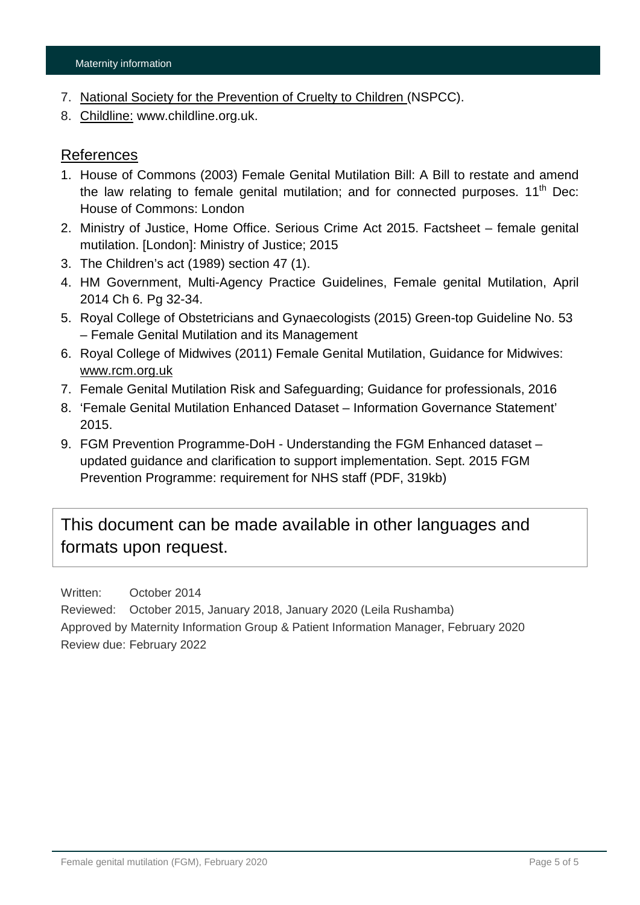7. National Society for the Prevention of Cruelty to Children (NSPCC).
8. Childline: www.childline.org.uk.

## References

1. House of Commons (2003) Female Genital Mutilation Bill: A Bill to restate and amend the law relating to female genital mutilation; and for connected purposes. 11th Dec: House of Commons: London
2. Ministry of Justice, Home Office. Serious Crime Act 2015. Factsheet – female genital mutilation. [London]: Ministry of Justice; 2015
3. The Children's act (1989) section 47 (1).
4. HM Government, Multi-Agency Practice Guidelines, Female genital Mutilation, April 2014 Ch 6. Pg 32-34.
5. Royal College of Obstetricians and Gynaecologists (2015) Green-top Guideline No. 53 – Female Genital Mutilation and its Management
6. Royal College of Midwives (2011) Female Genital Mutilation, Guidance for Midwives: www.rcm.org.uk
7. Female Genital Mutilation Risk and Safeguarding; Guidance for professionals, 2016
8. 'Female Genital Mutilation Enhanced Dataset – Information Governance Statement' 2015.
9. FGM Prevention Programme-DoH - Understanding the FGM Enhanced dataset – updated guidance and clarification to support implementation. Sept. 2015 FGM Prevention Programme: requirement for NHS staff (PDF, 319kb)

This document can be made available in other languages and formats upon request.

Written: October 2014
Reviewed: October 2015, January 2018, January 2020 (Leila Rushamba)
Approved by Maternity Information Group & Patient Information Manager, February 2020
Review due: February 2022